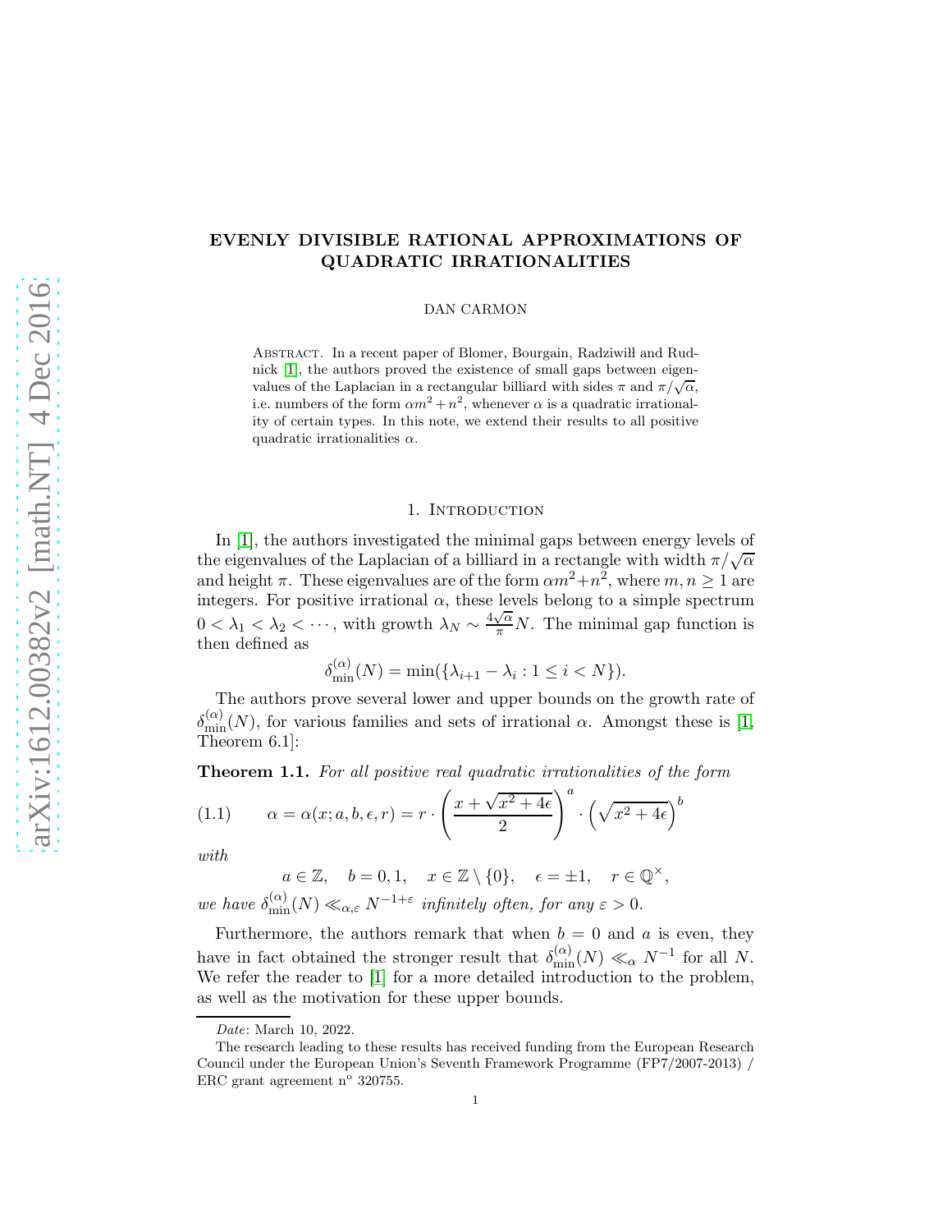# EVENLY DIVISIBLE RATIONAL APPROXIMATIONS OF QUADRATIC IRRATIONALITIES

DAN CARMON

Abstract. In a recent paper of Blomer, Bourgain, Radziwiłł and Rudnick [1], the authors proved the existence of small gaps between eigenvalues of the Laplacian in a rectangular billiard with sides $\pi$ and $\pi/\sqrt{\alpha}$, i.e. numbers of the form $\alpha m^2+n^2$, whenever $\alpha$ is a quadratic irrationality of certain types. In this note, we extend their results to all positive quadratic irrationalities $\alpha$.

## 1. Introduction

In [1], the authors investigated the minimal gaps between energy levels of the eigenvalues of the Laplacian of a billiard in a rectangle with width $\pi/\sqrt{\alpha}$ and height $\pi$. These eigenvalues are of the form $\alpha m^2+n^2$, where $m, n \geq 1$ are integers. For positive irrational $\alpha$, these levels belong to a simple spectrum $0 < \lambda_1 < \lambda_2 < \cdots$, with growth $\lambda_N \sim \frac{4\sqrt{\alpha}}{\pi}N$. The minimal gap function is then defined as

$$\delta^{(\alpha)}_{\min}(N) = \min(\{\lambda_{i+1}-\lambda_i : 1 \leq i < N\}).$$

The authors prove several lower and upper bounds on the growth rate of $\delta^{(\alpha)}_{\min}(N)$, for various families and sets of irrational $\alpha$. Amongst these is [1, Theorem 6.1]:

**Theorem 1.1.** *For all positive real quadratic irrationalities of the form*

$$\alpha = \alpha(x; a, b, \epsilon, r) = r \cdot \left(\frac{x+\sqrt{x^2+4\epsilon}}{2}\right)^a \cdot \left(\sqrt{x^2+4\epsilon}\right)^b \tag{1.1}$$

*with*

$$a \in \mathbb{Z}, \quad b = 0, 1, \quad x \in \mathbb{Z} \setminus \{0\}, \quad \epsilon = \pm 1, \quad r \in \mathbb{Q}^\times,$$

*we have $\delta^{(\alpha)}_{\min}(N) \ll_{\alpha,\varepsilon} N^{-1+\varepsilon}$ infinitely often, for any $\varepsilon > 0$.*

Furthermore, the authors remark that when $b = 0$ and $a$ is even, they have in fact obtained the stronger result that $\delta^{(\alpha)}_{\min}(N) \ll_\alpha N^{-1}$ for all $N$. We refer the reader to [1] for a more detailed introduction to the problem, as well as the motivation for these upper bounds.

---

*Date*: March 10, 2022.

The research leading to these results has received funding from the European Research Council under the European Union's Seventh Framework Programme (FP7/2007-2013) / ERC grant agreement n° 320755.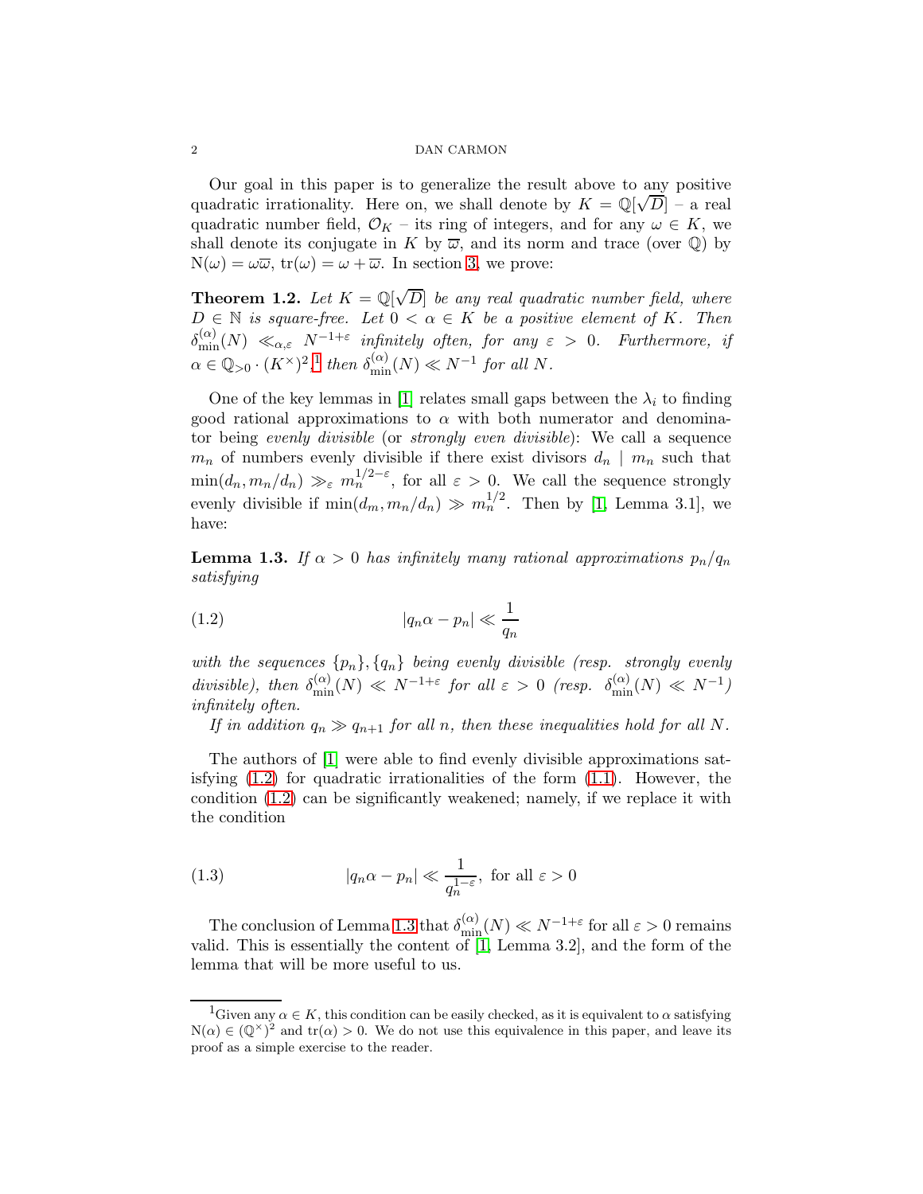Our goal in this paper is to generalize the result above to any positive quadratic irrationality. Here on, we shall denote by $K = \mathbb{Q}[\sqrt{D}]$ – a real quadratic number field, $\mathcal{O}_K$ – its ring of integers, and for any $\omega \in K$, we shall denote its conjugate in $K$ by $\overline{\omega}$, and its norm and trace (over $\mathbb{Q}$) by $\mathrm{N}(\omega) = \omega\overline{\omega}$, $\mathrm{tr}(\omega) = \omega + \overline{\omega}$. In section 3, we prove:

**Theorem 1.2.** *Let $K = \mathbb{Q}[\sqrt{D}]$ be any real quadratic number field, where $D \in \mathbb{N}$ is square-free. Let $0 < \alpha \in K$ be a positive element of $K$. Then $\delta_{\min}^{(\alpha)}(N) \ll_{\alpha,\varepsilon} N^{-1+\varepsilon}$ infinitely often, for any $\varepsilon > 0$. Furthermore, if $\alpha \in \mathbb{Q}_{>0} \cdot (K^\times)^2$,*[1] *then $\delta_{\min}^{(\alpha)}(N) \ll N^{-1}$ for all $N$.*

One of the key lemmas in [1] relates small gaps between the $\lambda_i$ to finding good rational approximations to $\alpha$ with both numerator and denominator being *evenly divisible* (or *strongly even divisible*): We call a sequence $m_n$ of numbers evenly divisible if there exist divisors $d_n \mid m_n$ such that $\min(d_n, m_n/d_n) \gg_\varepsilon m_n^{1/2-\varepsilon}$, for all $\varepsilon > 0$. We call the sequence strongly evenly divisible if $\min(d_m, m_n/d_n) \gg m_n^{1/2}$. Then by [1, Lemma 3.1], we have:

**Lemma 1.3.** *If $\alpha > 0$ has infinitely many rational approximations $p_n/q_n$ satisfying*

$$|q_n\alpha - p_n| \ll \frac{1}{q_n} \tag{1.2}$$

*with the sequences $\{p_n\}, \{q_n\}$ being evenly divisible (resp. strongly evenly divisible), then $\delta_{\min}^{(\alpha)}(N) \ll N^{-1+\varepsilon}$ for all $\varepsilon > 0$ (resp. $\delta_{\min}^{(\alpha)}(N) \ll N^{-1}$) infinitely often.*

*If in addition $q_n \gg q_{n+1}$ for all $n$, then these inequalities hold for all $N$.*

The authors of [1] were able to find evenly divisible approximations satisfying (1.2) for quadratic irrationalities of the form (1.1). However, the condition (1.2) can be significantly weakened; namely, if we replace it with the condition

$$|q_n\alpha - p_n| \ll \frac{1}{q_n^{1-\varepsilon}}, \text{ for all } \varepsilon > 0 \tag{1.3}$$

The conclusion of Lemma 1.3 that $\delta_{\min}^{(\alpha)}(N) \ll N^{-1+\varepsilon}$ for all $\varepsilon > 0$ remains valid. This is essentially the content of [1, Lemma 3.2], and the form of the lemma that will be more useful to us.

---

[1] Given any $\alpha \in K$, this condition can be easily checked, as it is equivalent to $\alpha$ satisfying $\mathrm{N}(\alpha) \in (\mathbb{Q}^\times)^2$ and $\mathrm{tr}(\alpha) > 0$. We do not use this equivalence in this paper, and leave its proof as a simple exercise to the reader.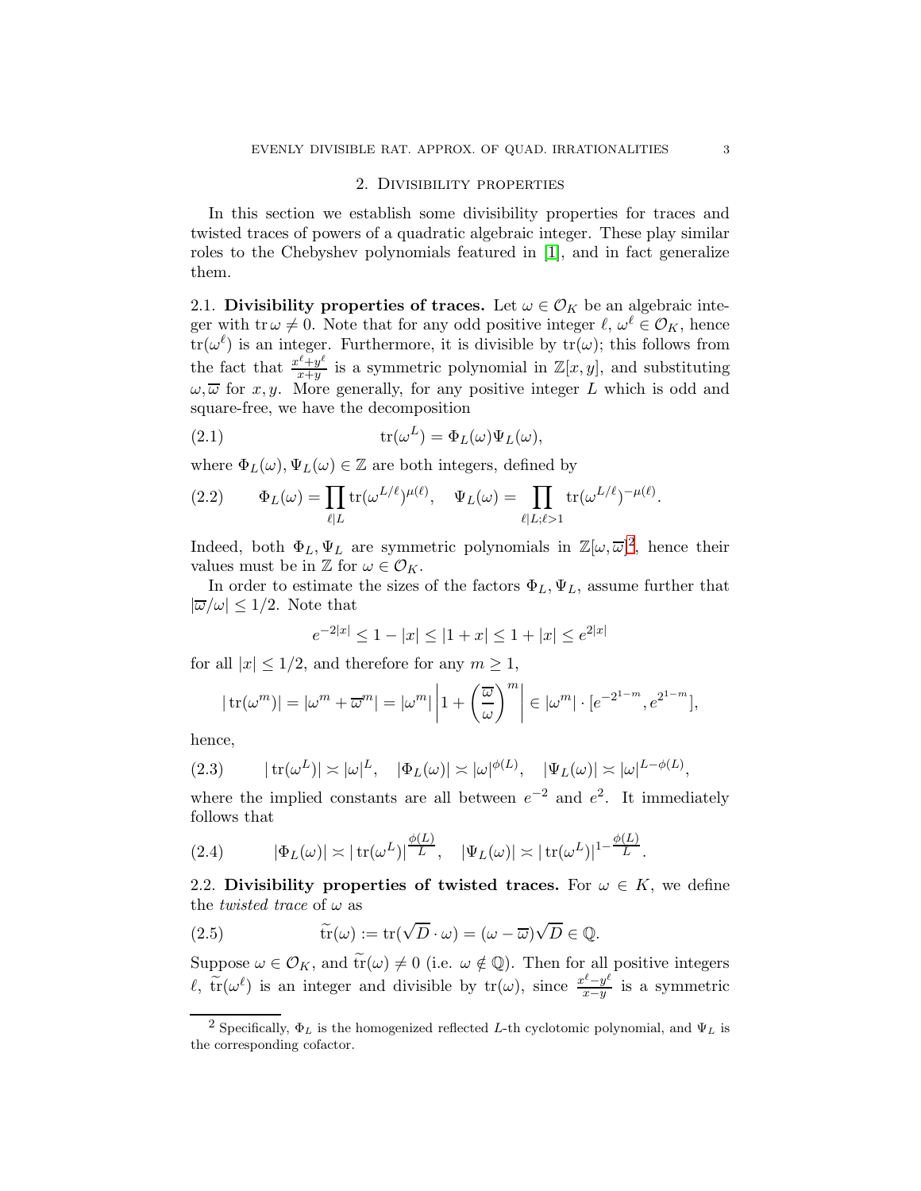## 2. Divisibility properties

In this section we establish some divisibility properties for traces and twisted traces of powers of a quadratic algebraic integer. These play similar roles to the Chebyshev polynomials featured in [1], and in fact generalize them.

**2.1. Divisibility properties of traces.** Let $\omega \in \mathcal{O}_K$ be an algebraic integer with $\operatorname{tr}\omega \neq 0$. Note that for any odd positive integer $\ell$, $\omega^\ell \in \mathcal{O}_K$, hence $\operatorname{tr}(\omega^\ell)$ is an integer. Furthermore, it is divisible by $\operatorname{tr}(\omega)$; this follows from the fact that $\frac{x^\ell + y^\ell}{x+y}$ is a symmetric polynomial in $\mathbb{Z}[x,y]$, and substituting $\omega, \overline{\omega}$ for $x, y$. More generally, for any positive integer $L$ which is odd and square-free, we have the decomposition

$$\operatorname{tr}(\omega^L) = \Phi_L(\omega)\Psi_L(\omega), \tag{2.1}$$

where $\Phi_L(\omega), \Psi_L(\omega) \in \mathbb{Z}$ are both integers, defined by

$$\Phi_L(\omega) = \prod_{\ell \mid L} \operatorname{tr}(\omega^{L/\ell})^{\mu(\ell)}, \quad \Psi_L(\omega) = \prod_{\ell \mid L; \ell > 1} \operatorname{tr}(\omega^{L/\ell})^{-\mu(\ell)}. \tag{2.2}$$

Indeed, both $\Phi_L, \Psi_L$ are symmetric polynomials in $\mathbb{Z}[\omega, \overline{\omega}]$[2], hence their values must be in $\mathbb{Z}$ for $\omega \in \mathcal{O}_K$.

In order to estimate the sizes of the factors $\Phi_L, \Psi_L$, assume further that $|\overline{\omega}/\omega| \leq 1/2$. Note that

$$e^{-2|x|} \leq 1 - |x| \leq |1 + x| \leq 1 + |x| \leq e^{2|x|}$$

for all $|x| \leq 1/2$, and therefore for any $m \geq 1$,

$$|\operatorname{tr}(\omega^m)| = |\omega^m + \overline{\omega}^m| = |\omega^m| \left| 1 + \left(\frac{\overline{\omega}}{\omega}\right)^m \right| \in |\omega^m| \cdot [e^{-2^{1-m}}, e^{2^{1-m}}],$$

hence,

$$|\operatorname{tr}(\omega^L)| \asymp |\omega|^L, \quad |\Phi_L(\omega)| \asymp |\omega|^{\phi(L)}, \quad |\Psi_L(\omega)| \asymp |\omega|^{L - \phi(L)}, \tag{2.3}$$

where the implied constants are all between $e^{-2}$ and $e^2$. It immediately follows that

$$|\Phi_L(\omega)| \asymp |\operatorname{tr}(\omega^L)|^{\frac{\phi(L)}{L}}, \quad |\Psi_L(\omega)| \asymp |\operatorname{tr}(\omega^L)|^{1 - \frac{\phi(L)}{L}}. \tag{2.4}$$

**2.2. Divisibility properties of twisted traces.** For $\omega \in K$, we define the *twisted trace* of $\omega$ as

$$\widetilde{\operatorname{tr}}(\omega) := \operatorname{tr}(\sqrt{D} \cdot \omega) = (\omega - \overline{\omega})\sqrt{D} \in \mathbb{Q}. \tag{2.5}$$

Suppose $\omega \in \mathcal{O}_K$, and $\widetilde{\operatorname{tr}}(\omega) \neq 0$ (i.e. $\omega \notin \mathbb{Q}$). Then for all positive integers $\ell$, $\widetilde{\operatorname{tr}}(\omega^\ell)$ is an integer and divisible by $\operatorname{tr}(\omega)$, since $\frac{x^\ell - y^\ell}{x-y}$ is a symmetric

[2] Specifically, $\Phi_L$ is the homogenized reflected $L$-th cyclotomic polynomial, and $\Psi_L$ is the corresponding cofactor.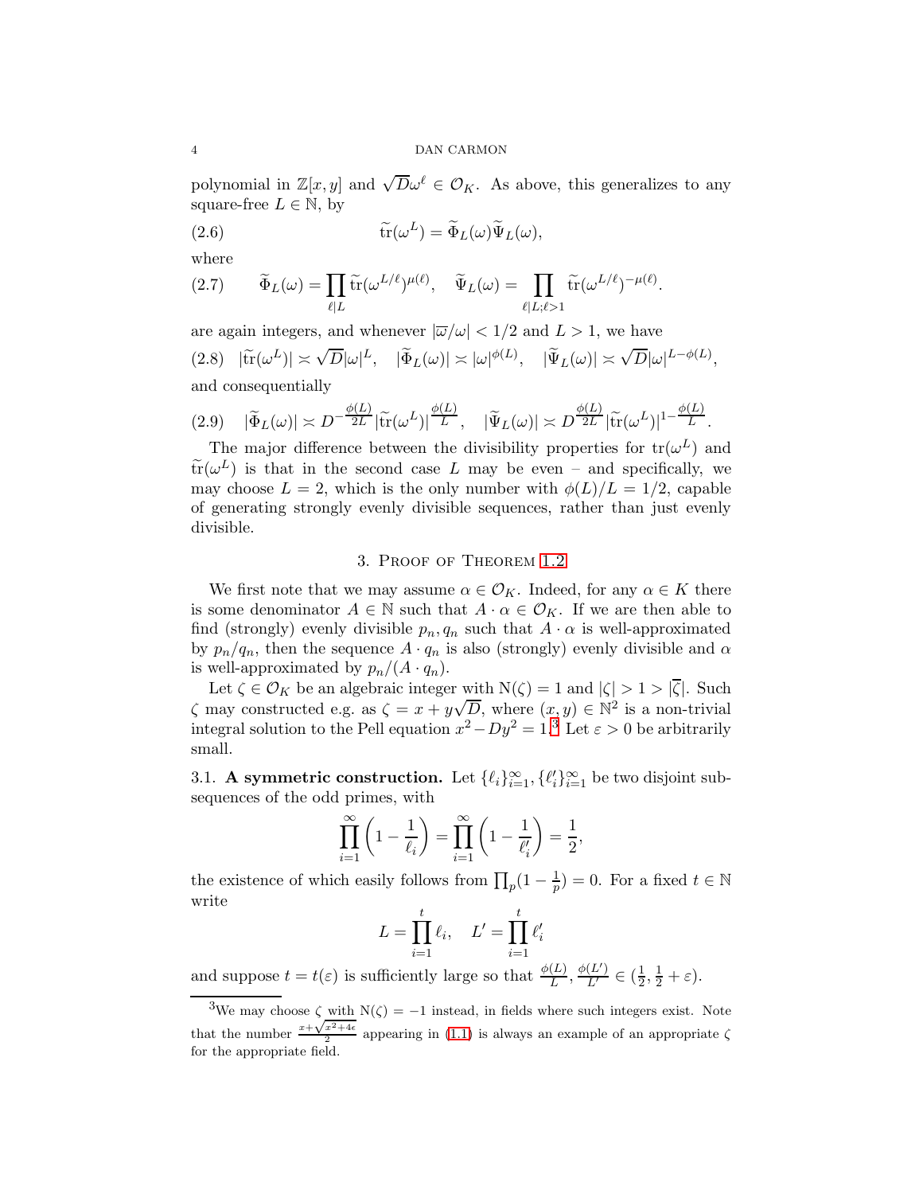polynomial in $\mathbb{Z}[x,y]$ and $\sqrt{D}\omega^\ell \in \mathcal{O}_K$. As above, this generalizes to any square-free $L \in \mathbb{N}$, by

$$\widetilde{\mathrm{tr}}(\omega^L) = \widetilde{\Phi}_L(\omega)\widetilde{\Psi}_L(\omega), \tag{2.6}$$

where

$$\widetilde{\Phi}_L(\omega) = \prod_{\ell | L} \widetilde{\mathrm{tr}}(\omega^{L/\ell})^{\mu(\ell)}, \quad \widetilde{\Psi}_L(\omega) = \prod_{\ell | L; \ell > 1} \widetilde{\mathrm{tr}}(\omega^{L/\ell})^{-\mu(\ell)}. \tag{2.7}$$

are again integers, and whenever $|\overline{\omega}/\omega| < 1/2$ and $L > 1$, we have

$$|\widetilde{\mathrm{tr}}(\omega^L)| \asymp \sqrt{D}|\omega|^L, \quad |\widetilde{\Phi}_L(\omega)| \asymp |\omega|^{\phi(L)}, \quad |\widetilde{\Psi}_L(\omega)| \asymp \sqrt{D}|\omega|^{L-\phi(L)}, \tag{2.8}$$

and consequentially

$$|\widetilde{\Phi}_L(\omega)| \asymp D^{-\frac{\phi(L)}{2L}} |\widetilde{\mathrm{tr}}(\omega^L)|^{\frac{\phi(L)}{L}}, \quad |\widetilde{\Psi}_L(\omega)| \asymp D^{\frac{\phi(L)}{2L}} |\widetilde{\mathrm{tr}}(\omega^L)|^{1-\frac{\phi(L)}{L}}. \tag{2.9}$$

The major difference between the divisibility properties for $\mathrm{tr}(\omega^L)$ and $\widetilde{\mathrm{tr}}(\omega^L)$ is that in the second case $L$ may be even – and specifically, we may choose $L = 2$, which is the only number with $\phi(L)/L = 1/2$, capable of generating strongly evenly divisible sequences, rather than just evenly divisible.

## 3. Proof of Theorem 1.2

We first note that we may assume $\alpha \in \mathcal{O}_K$. Indeed, for any $\alpha \in K$ there is some denominator $A \in \mathbb{N}$ such that $A \cdot \alpha \in \mathcal{O}_K$. If we are then able to find (strongly) evenly divisible $p_n, q_n$ such that $A \cdot \alpha$ is well-approximated by $p_n/q_n$, then the sequence $A \cdot q_n$ is also (strongly) evenly divisible and $\alpha$ is well-approximated by $p_n/(A \cdot q_n)$.

Let $\zeta \in \mathcal{O}_K$ be an algebraic integer with $\mathrm{N}(\zeta) = 1$ and $|\zeta| > 1 > |\overline{\zeta}|$. Such $\zeta$ may constructed e.g. as $\zeta = x + y\sqrt{D}$, where $(x,y) \in \mathbb{N}^2$ is a non-trivial integral solution to the Pell equation $x^2 - Dy^2 = 1$.[3] Let $\varepsilon > 0$ be arbitrarily small.

### 3.1. A symmetric construction.

Let $\{\ell_i\}_{i=1}^\infty, \{\ell'_i\}_{i=1}^\infty$ be two disjoint subsequences of the odd primes, with

$$\prod_{i=1}^\infty \left(1 - \frac{1}{\ell_i}\right) = \prod_{i=1}^\infty \left(1 - \frac{1}{\ell'_i}\right) = \frac{1}{2},$$

the existence of which easily follows from $\prod_p (1 - \frac{1}{p}) = 0$. For a fixed $t \in \mathbb{N}$ write

$$L = \prod_{i=1}^t \ell_i, \quad L' = \prod_{i=1}^t \ell'_i$$

and suppose $t = t(\varepsilon)$ is sufficiently large so that $\frac{\phi(L)}{L}, \frac{\phi(L')}{L'} \in (\frac{1}{2}, \frac{1}{2} + \varepsilon)$.

---

[3] We may choose $\zeta$ with $\mathrm{N}(\zeta) = -1$ instead, in fields where such integers exist. Note that the number $\frac{x + \sqrt{x^2 + 4\epsilon}}{2}$ appearing in (1.1) is always an example of an appropriate $\zeta$ for the appropriate field.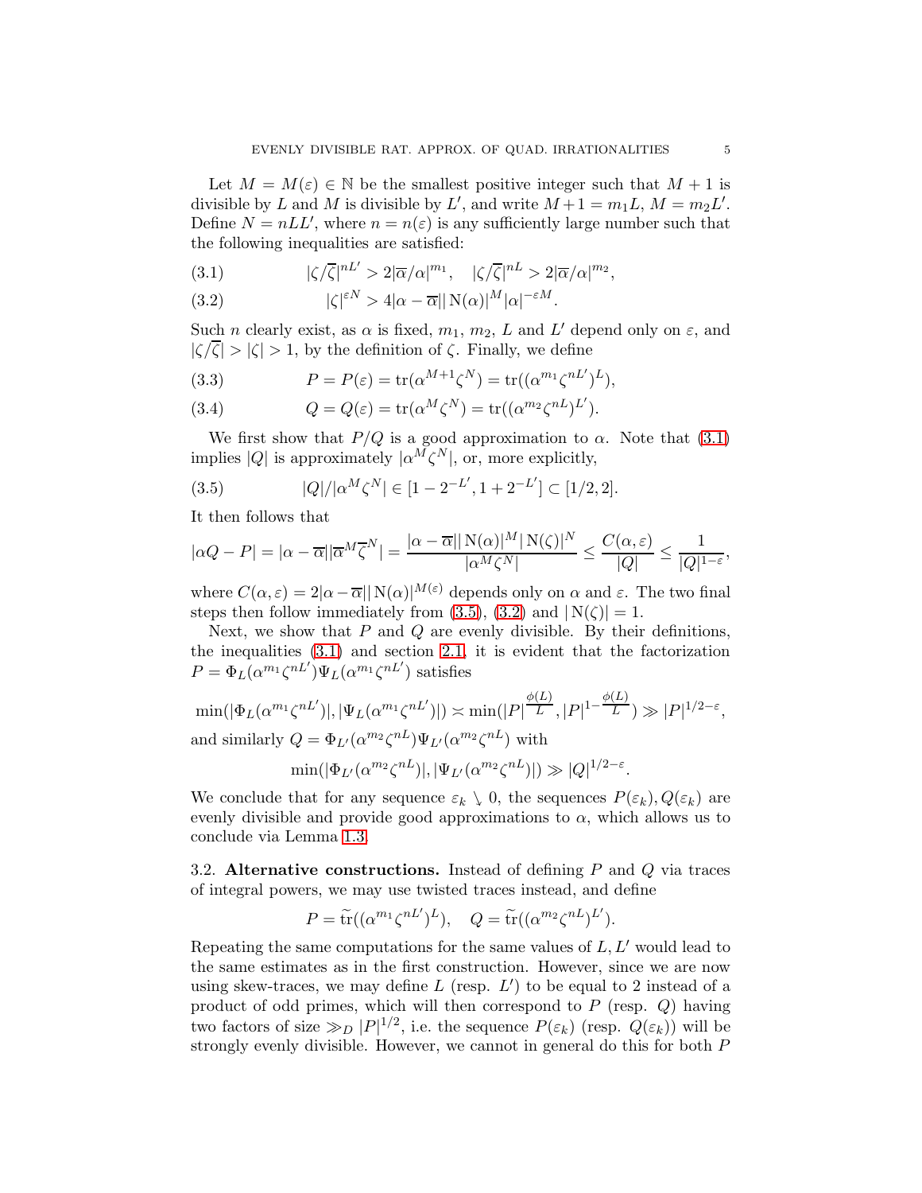Let $M = M(\varepsilon) \in \mathbb{N}$ be the smallest positive integer such that $M+1$ is divisible by $L$ and $M$ is divisible by $L'$, and write $M+1 = m_1 L$, $M = m_2 L'$. Define $N = nLL'$, where $n = n(\varepsilon)$ is any sufficiently large number such that the following inequalities are satisfied:

$$|\zeta/\overline{\zeta}|^{nL'} > 2|\overline{\alpha}/\alpha|^{m_1}, \quad |\zeta/\overline{\zeta}|^{nL} > 2|\overline{\alpha}/\alpha|^{m_2}, \tag{3.1}$$

$$|\zeta|^{\varepsilon N} > 4|\alpha - \overline{\alpha}||\operatorname{N}(\alpha)|^{M}|\alpha|^{-\varepsilon M}. \tag{3.2}$$

Such $n$ clearly exist, as $\alpha$ is fixed, $m_1$, $m_2$, $L$ and $L'$ depend only on $\varepsilon$, and $|\zeta/\overline{\zeta}| > |\zeta| > 1$, by the definition of $\zeta$. Finally, we define

$$P = P(\varepsilon) = \operatorname{tr}(\alpha^{M+1}\zeta^{N}) = \operatorname{tr}((\alpha^{m_1}\zeta^{nL'})^{L}), \tag{3.3}$$

$$Q = Q(\varepsilon) = \operatorname{tr}(\alpha^{M}\zeta^{N}) = \operatorname{tr}((\alpha^{m_2}\zeta^{nL})^{L'}). \tag{3.4}$$

We first show that $P/Q$ is a good approximation to $\alpha$. Note that (3.1) implies $|Q|$ is approximately $|\alpha^M\zeta^N|$, or, more explicitly,

$$|Q|/|\alpha^M\zeta^N| \in [1 - 2^{-L'}, 1 + 2^{-L'}] \subset [1/2, 2]. \tag{3.5}$$

It then follows that

$$|\alpha Q - P| = |\alpha - \overline{\alpha}||\overline{\alpha}^M\overline{\zeta}^N| = \frac{|\alpha - \overline{\alpha}||\operatorname{N}(\alpha)|^M|\operatorname{N}(\zeta)|^N}{|\alpha^M\zeta^N|} \le \frac{C(\alpha,\varepsilon)}{|Q|} \le \frac{1}{|Q|^{1-\varepsilon}},$$

where $C(\alpha,\varepsilon) = 2|\alpha - \overline{\alpha}||\operatorname{N}(\alpha)|^{M(\varepsilon)}$ depends only on $\alpha$ and $\varepsilon$. The two final steps then follow immediately from (3.5), (3.2) and $|\operatorname{N}(\zeta)| = 1$.

Next, we show that $P$ and $Q$ are evenly divisible. By their definitions, the inequalities (3.1) and section 2.1, it is evident that the factorization $P = \Phi_L(\alpha^{m_1}\zeta^{nL'})\Psi_L(\alpha^{m_1}\zeta^{nL'})$ satisfies

$$\min(|\Phi_L(\alpha^{m_1}\zeta^{nL'})|, |\Psi_L(\alpha^{m_1}\zeta^{nL'})|) \asymp \min(|P|^{\frac{\phi(L)}{L}}, |P|^{1-\frac{\phi(L)}{L}}) \gg |P|^{1/2-\varepsilon},$$

and similarly $Q = \Phi_{L'}(\alpha^{m_2}\zeta^{nL})\Psi_{L'}(\alpha^{m_2}\zeta^{nL})$ with

$$\min(|\Phi_{L'}(\alpha^{m_2}\zeta^{nL})|, |\Psi_{L'}(\alpha^{m_2}\zeta^{nL})|) \gg |Q|^{1/2-\varepsilon}.$$

We conclude that for any sequence $\varepsilon_k \searrow 0$, the sequences $P(\varepsilon_k), Q(\varepsilon_k)$ are evenly divisible and provide good approximations to $\alpha$, which allows us to conclude via Lemma 1.3.

### 3.2. Alternative constructions.

Instead of defining $P$ and $Q$ via traces of integral powers, we may use twisted traces instead, and define

$$P = \widetilde{\operatorname{tr}}((\alpha^{m_1}\zeta^{nL'})^{L}), \quad Q = \widetilde{\operatorname{tr}}((\alpha^{m_2}\zeta^{nL})^{L'}).$$

Repeating the same computations for the same values of $L, L'$ would lead to the same estimates as in the first construction. However, since we are now using skew-traces, we may define $L$ (resp. $L'$) to be equal to 2 instead of a product of odd primes, which will then correspond to $P$ (resp. $Q$) having two factors of size $\gg_D |P|^{1/2}$, i.e. the sequence $P(\varepsilon_k)$ (resp. $Q(\varepsilon_k)$) will be strongly evenly divisible. However, we cannot in general do this for both $P$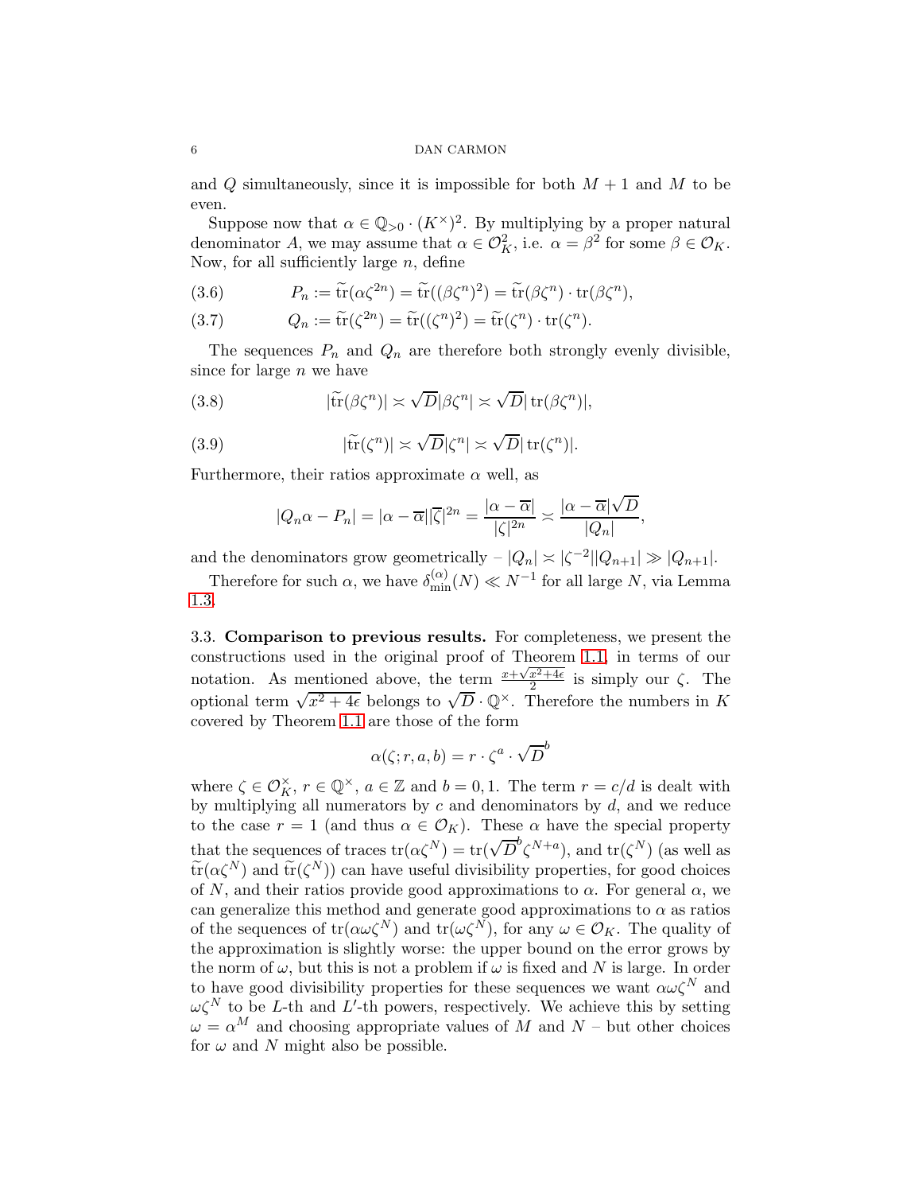and $Q$ simultaneously, since it is impossible for both $M+1$ and $M$ to be even.

Suppose now that $\alpha \in \mathbb{Q}_{>0} \cdot (K^\times)^2$. By multiplying by a proper natural denominator $A$, we may assume that $\alpha \in \mathcal{O}_K^2$, i.e. $\alpha = \beta^2$ for some $\beta \in \mathcal{O}_K$. Now, for all sufficiently large $n$, define

$$P_n := \widetilde{\operatorname{tr}}(\alpha\zeta^{2n}) = \widetilde{\operatorname{tr}}((\beta\zeta^n)^2) = \widetilde{\operatorname{tr}}(\beta\zeta^n) \cdot \operatorname{tr}(\beta\zeta^n), \tag{3.6}$$

$$Q_n := \widetilde{\operatorname{tr}}(\zeta^{2n}) = \widetilde{\operatorname{tr}}((\zeta^n)^2) = \widetilde{\operatorname{tr}}(\zeta^n) \cdot \operatorname{tr}(\zeta^n). \tag{3.7}$$

The sequences $P_n$ and $Q_n$ are therefore both strongly evenly divisible, since for large $n$ we have

$$|\widetilde{\operatorname{tr}}(\beta\zeta^n)| \asymp \sqrt{D}|\beta\zeta^n| \asymp \sqrt{D}|\operatorname{tr}(\beta\zeta^n)|, \tag{3.8}$$

$$|\widetilde{\operatorname{tr}}(\zeta^n)| \asymp \sqrt{D}|\zeta^n| \asymp \sqrt{D}|\operatorname{tr}(\zeta^n)|. \tag{3.9}$$

Furthermore, their ratios approximate $\alpha$ well, as

$$|Q_n\alpha - P_n| = |\alpha - \overline{\alpha}||\overline{\zeta}|^{2n} = \frac{|\alpha - \overline{\alpha}|}{|\zeta|^{2n}} \asymp \frac{|\alpha - \overline{\alpha}|\sqrt{D}}{|Q_n|},$$

and the denominators grow geometrically – $|Q_n| \asymp |\zeta^{-2}||Q_{n+1}| \gg |Q_{n+1}|$.

Therefore for such $\alpha$, we have $\delta^{(\alpha)}_{\min}(N) \ll N^{-1}$ for all large $N$, via Lemma 1.3.

### 3.3. Comparison to previous results.

**3.3. Comparison to previous results.** For completeness, we present the constructions used in the original proof of Theorem 1.1, in terms of our notation. As mentioned above, the term $\frac{x+\sqrt{x^2+4\epsilon}}{2}$ is simply our $\zeta$. The optional term $\sqrt{x^2+4\epsilon}$ belongs to $\sqrt{D}\cdot\mathbb{Q}^\times$. Therefore the numbers in $K$ covered by Theorem 1.1 are those of the form

$$\alpha(\zeta; r, a, b) = r \cdot \zeta^a \cdot \sqrt{D}^b$$

where $\zeta \in \mathcal{O}_K^\times$, $r \in \mathbb{Q}^\times$, $a \in \mathbb{Z}$ and $b = 0, 1$. The term $r = c/d$ is dealt with by multiplying all numerators by $c$ and denominators by $d$, and we reduce to the case $r = 1$ (and thus $\alpha \in \mathcal{O}_K$). These $\alpha$ have the special property that the sequences of traces $\operatorname{tr}(\alpha\zeta^N) = \operatorname{tr}(\sqrt{D}^b\zeta^{N+a})$, and $\operatorname{tr}(\zeta^N)$ (as well as $\widetilde{\operatorname{tr}}(\alpha\zeta^N)$ and $\widetilde{\operatorname{tr}}(\zeta^N)$) can have useful divisibility properties, for good choices of $N$, and their ratios provide good approximations to $\alpha$. For general $\alpha$, we can generalize this method and generate good approximations to $\alpha$ as ratios of the sequences of $\operatorname{tr}(\alpha\omega\zeta^N)$ and $\operatorname{tr}(\omega\zeta^N)$, for any $\omega \in \mathcal{O}_K$. The quality of the approximation is slightly worse: the upper bound on the error grows by the norm of $\omega$, but this is not a problem if $\omega$ is fixed and $N$ is large. In order to have good divisibility properties for these sequences we want $\alpha\omega\zeta^N$ and $\omega\zeta^N$ to be $L$-th and $L'$-th powers, respectively. We achieve this by setting $\omega = \alpha^M$ and choosing appropriate values of $M$ and $N$ – but other choices for $\omega$ and $N$ might also be possible.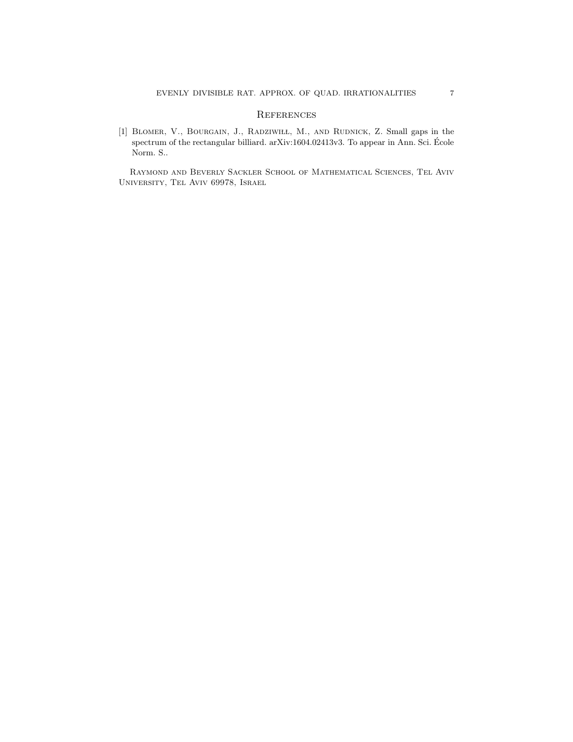## References

[1] Blomer, V., Bourgain, J., Radziwiłł, M., and Rudnick, Z. Small gaps in the spectrum of the rectangular billiard. arXiv:1604.02413v3. To appear in Ann. Sci. École Norm. S..

Raymond and Beverly Sackler School of Mathematical Sciences, Tel Aviv University, Tel Aviv 69978, Israel